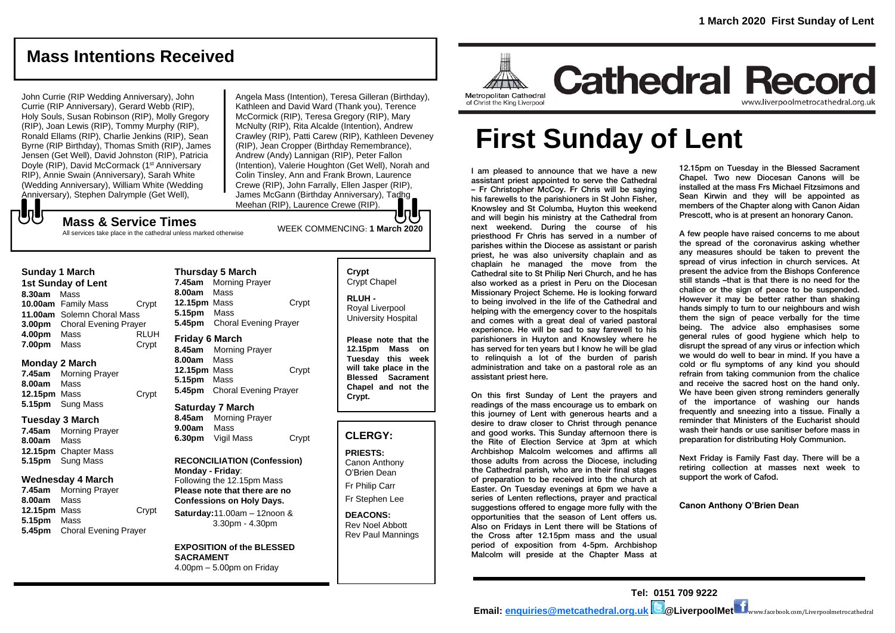# Mass Intentions Received

John Currie (RIP Wedding Anniversary), John Currie (RIP Anniversary), Gerard Webb (RIP), Holy Souls, Susan Robinson (RIP), Molly Gregory (RIP), Joan Lewis (RIP), Tommy Murphy (RIP), Ronald Ellams (RIP), Charlie Jenkins (RIP), Sean Byrne (RIP Birthday), Thomas Smith (RIP), James Jensen (Get Well), David Johnston (RIP), Patricia Doyle (RIP), David McCormack (1st Anniversary RIP), Annie Swain (Anniversary), Sarah White (Wedding Anniversary), William White (Wedding Anniversary), Stephen Dalrymple (Get Well), Angela Mass (Intention), Teresa Gilleran (Birthday), Kathleen and David Ward (Thank you), Terence McCormick (RIP), Teresa Gregory (RIP), Mary McNulty (RIP), Rita Alcalde (Intention), Andrew Crawley (RIP), Patti Carew (RIP), Kathleen Deveney (RIP), Jean Cropper (Birthday Remembrance), Andrew (Andy) Lannigan (RIP), Peter Fallon (Intention), Valerie Houghton (Get Well), Norah and Colin Tinsley, Ann and Frank Brown, Laurence Crewe (RIP), John Farrally, Ellen Jasper (RIP), James McGann (Birthday Anniversary), Tadhg Meehan (RIP), Laurence Crewe (RIP).

## Mass & Service Times

All services take place in the cathedral unless marked otherwise

WEEK COMMENCING: **1 March 2020**

### Sunday 1 March
**1st Sunday of Lent**

**8.30am** Mass
**10.00am** Family Mass — Crypt
**11.00am** Solemn Choral Mass
**3.00pm** Choral Evening Prayer
**4.00pm** Mass — RLUH
**7.00pm** Mass — Crypt

### Monday 2 March

**7.45am** Morning Prayer
**8.00am** Mass
**12.15pm** Mass — Crypt
**5.15pm** Sung Mass

### Tuesday 3 March

**7.45am** Morning Prayer
**8.00am** Mass
**12.15pm** Chapter Mass
**5.15pm** Sung Mass

### Wednesday 4 March

**7.45am** Morning Prayer
**8.00am** Mass
**12.15pm** Mass — Crypt
**5.15pm** Mass
**5.45pm** Choral Evening Prayer

### Thursday 5 March

**7.45am** Morning Prayer
**8.00am** Mass
**12.15pm** Mass — Crypt
**5.15pm** Mass
**5.45pm** Choral Evening Prayer

### Friday 6 March

**8.45am** Morning Prayer
**8.00am** Mass
**12.15pm** Mass — Crypt
**5.15pm** Mass
**5.45pm** Choral Evening Prayer

### Saturday 7 March

**8.45am** Morning Prayer
**9.00am** Mass
**6.30pm** Vigil Mass — Crypt

**RECONCILIATION (Confession)**
**Monday - Friday**:
Following the 12.15pm Mass
**Please note that there are no Confessions on Holy Days.**
**Saturday:** 11.00am – 12noon & 3.30pm - 4.30pm

**EXPOSITION of the BLESSED SACRAMENT**
4.00pm – 5.00pm on Friday

**Crypt**
Crypt Chapel

**RLUH -**
Royal Liverpool University Hospital

**Please note that the 12.15pm Mass on Tuesday this week will take place in the Blessed Sacrament Chapel and not the Crypt.**

## CLERGY:

**PRIESTS:**
Canon Anthony O'Brien Dean
Fr Philip Carr
Fr Stephen Lee

**DEACONS:**
Rev Noel Abbott
Rev Paul Mannings

---

**1 March 2020 First Sunday of Lent**

Metropolitan Cathedral of Christ the King Liverpool

# Cathedral Record

www.liverpoolmetrocathedral.org.uk

# First Sunday of Lent

I am pleased to announce that we have a new assistant priest appointed to serve the Cathedral – Fr Christopher McCoy. Fr Chris will be saying his farewells to the parishioners in St John Fisher, Knowsley and St Columba, Huyton this weekend and will begin his ministry at the Cathedral from next weekend. During the course of his priesthood Fr Chris has served in a number of parishes within the Diocese as assistant or parish priest, he was also university chaplain and as chaplain he managed the move from the Cathedral site to St Philip Neri Church, and he has also worked as a priest in Peru on the Diocesan Missionary Project Scheme. He is looking forward to being involved in the life of the Cathedral and helping with the emergency cover to the hospitals and comes with a great deal of varied pastoral experience. He will be sad to say farewell to his parishioners in Huyton and Knowsley where he has served for ten years but I know he will be glad to relinquish a lot of the burden of parish administration and take on a pastoral role as an assistant priest here.

On this first Sunday of Lent the prayers and readings of the mass encourage us to embark on this journey of Lent with generous hearts and a desire to draw closer to Christ through penance and good works. This Sunday afternoon there is the Rite of Election Service at 3pm at which Archbishop Malcolm welcomes and affirms all those adults from across the Diocese, including the Cathedral parish, who are in their final stages of preparation to be received into the church at Easter. On Tuesday evenings at 6pm we have a series of Lenten reflections, prayer and practical suggestions offered to engage more fully with the opportunities that the season of Lent offers us. Also on Fridays in Lent there will be Stations of the Cross after 12.15pm mass and the usual period of exposition from 4-5pm. Archbishop Malcolm will preside at the Chapter Mass at 12.15pm on Tuesday in the Blessed Sacrament Chapel. Two new Diocesan Canons will be installed at the mass Frs Michael Fitzsimons and Sean Kirwin and they will be appointed as members of the Chapter along with Canon Aidan Prescott, who is at present an honorary Canon.

A few people have raised concerns to me about the spread of the coronavirus asking whether any measures should be taken to prevent the spread of virus infection in church services. At present the advice from the Bishops Conference still stands –that is that there is no need for the chalice or the sign of peace to be suspended. However it may be better rather than shaking hands simply to turn to our neighbours and wish them the sign of peace verbally for the time being. The advice also emphasises some general rules of good hygiene which help to disrupt the spread of any virus or infection which we would do well to bear in mind. If you have a cold or flu symptoms of any kind you should refrain from taking communion from the chalice and receive the sacred host on the hand only. We have been given strong reminders generally of the importance of washing our hands frequently and sneezing into a tissue. Finally a reminder that Ministers of the Eucharist should wash their hands or use sanitiser before mass in preparation for distributing Holy Communion.

Next Friday is Family Fast day. There will be a retiring collection at masses next week to support the work of Cafod.

**Canon Anthony O'Brien Dean**

**Tel: 0151 709 9222**
**Email: enquiries@metcathedral.org.uk @LiverpoolMet** www.facebook.com/Liverpoolmetrocathedral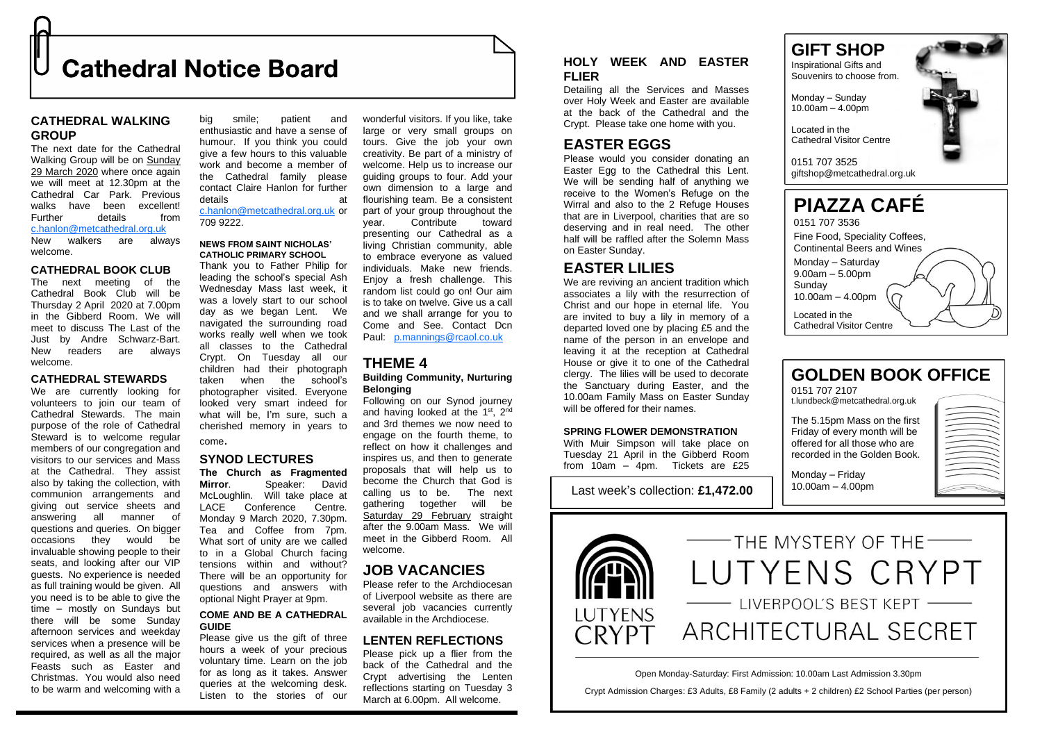# Cathedral Notice Board

## CATHEDRAL WALKING GROUP

The next date for the Cathedral Walking Group will be on Sunday 29 March 2020 where once again we will meet at 12.30pm at the Cathedral Car Park. Previous walks have been excellent! Further details from c.hanlon@metcathedral.org.uk New walkers are always welcome.

### CATHEDRAL BOOK CLUB

The next meeting of the Cathedral Book Club will be Thursday 2 April 2020 at 7.00pm in the Gibberd Room. We will meet to discuss The Last of the Just by Andre Schwarz-Bart. New readers are always welcome.

### CATHEDRAL STEWARDS

We are currently looking for volunteers to join our team of Cathedral Stewards. The main purpose of the role of Cathedral Steward is to welcome regular members of our congregation and visitors to our services and Mass at the Cathedral. They assist also by taking the collection, with communion arrangements and giving out service sheets and answering all manner of questions and queries. On bigger occasions they would be invaluable showing people to their seats, and looking after our VIP guests. No experience is needed as full training would be given. All you need is to be able to give the time – mostly on Sundays but there will be some Sunday afternoon services and weekday services when a presence will be required, as well as all the major Feasts such as Easter and Christmas. You would also need to be warm and welcoming with a big smile; patient and enthusiastic and have a sense of humour. If you think you could give a few hours to this valuable work and become a member of the Cathedral family please contact Claire Hanlon for further details at c.hanlon@metcathedral.org.uk or 709 9222.

#### NEWS FROM SAINT NICHOLAS' CATHOLIC PRIMARY SCHOOL

Thank you to Father Philip for leading the school's special Ash Wednesday Mass last week, it was a lovely start to our school day as we began Lent. We navigated the surrounding road works really well when we took all classes to the Cathedral Crypt. On Tuesday all our children had their photograph taken when the school's photographer visited. Everyone looked very smart indeed for what will be, I'm sure, such a cherished memory in years to come.

### SYNOD LECTURES

**The Church as Fragmented Mirror**. Speaker: David McLoughlin. Will take place at LACE Conference Centre. Monday 9 March 2020, 7.30pm. Tea and Coffee from 7pm. What sort of unity are we called to in a Global Church facing tensions within and without? There will be an opportunity for questions and answers with optional Night Prayer at 9pm.

#### COME AND BE A CATHEDRAL GUIDE

Please give us the gift of three hours a week of your precious voluntary time. Learn on the job for as long as it takes. Answer queries at the welcoming desk. Listen to the stories of our wonderful visitors. If you like, take large or very small groups on tours. Give the job your own creativity. Be part of a ministry of welcome. Help us to increase our guiding groups to four. Add your own dimension to a large and flourishing team. Be a consistent part of your group throughout the year. Contribute toward presenting our Cathedral as a living Christian community, able to embrace everyone as valued individuals. Make new friends. Enjoy a fresh challenge. This random list could go on! Our aim is to take on twelve. Give us a call and we shall arrange for you to Come and See. Contact Dcn Paul: p.mannings@rcaol.co.uk

## THEME 4

**Building Community, Nurturing Belonging**

Following on our Synod journey and having looked at the 1st, 2nd and 3rd themes we now need to engage on the fourth theme, to reflect on how it challenges and inspires us, and then to generate proposals that will help us to become the Church that God is calling us to be. The next gathering together will be Saturday 29 February straight after the 9.00am Mass. We will meet in the Gibberd Room. All welcome.

## JOB VACANCIES

Please refer to the Archdiocesan of Liverpool website as there are several job vacancies currently available in the Archdiocese.

### LENTEN REFLECTIONS

Please pick up a flier from the back of the Cathedral and the Crypt advertising the Lenten reflections starting on Tuesday 3 March at 6.00pm. All welcome.

### HOLY WEEK AND EASTER FLIER

Detailing all the Services and Masses over Holy Week and Easter are available at the back of the Cathedral and the Crypt. Please take one home with you.

## EASTER EGGS

Please would you consider donating an Easter Egg to the Cathedral this Lent. We will be sending half of anything we receive to the Women's Refuge on the Wirral and also to the 2 Refuge Houses that are in Liverpool, charities that are so deserving and in real need. The other half will be raffled after the Solemn Mass on Easter Sunday.

## EASTER LILIES

We are reviving an ancient tradition which associates a lily with the resurrection of Christ and our hope in eternal life. You are invited to buy a lily in memory of a departed loved one by placing £5 and the name of the person in an envelope and leaving it at the reception at Cathedral House or give it to one of the Cathedral clergy. The lilies will be used to decorate the Sanctuary during Easter, and the 10.00am Family Mass on Easter Sunday will be offered for their names.

#### SPRING FLOWER DEMONSTRATION

With Muir Simpson will take place on Tuesday 21 April in the Gibberd Room from 10am – 4pm. Tickets are £25

Last week's collection: **£1,472.00**

## GIFT SHOP

Inspirational Gifts and Souvenirs to choose from.

Monday – Sunday
10.00am – 4.00pm

Located in the Cathedral Visitor Centre

0151 707 3525
giftshop@metcathedral.org.uk

## PIAZZA CAFÉ

0151 707 3536

Fine Food, Speciality Coffees, Continental Beers and Wines

Monday – Saturday
9.00am – 5.00pm
Sunday
10.00am – 4.00pm

Located in the Cathedral Visitor Centre

## GOLDEN BOOK OFFICE

0151 707 2107
t.lundbeck@metcathedral.org.uk

The 5.15pm Mass on the first Friday of every month will be offered for all those who are recorded in the Golden Book.

Monday – Friday
10.00am – 4.00pm

LUTYENS CRYPT

THE MYSTERY OF THE LUTYENS CRYPT — LIVERPOOL'S BEST KEPT ARCHITECTURAL SECRET

Open Monday-Saturday: First Admission: 10.00am Last Admission 3.30pm

Crypt Admission Charges: £3 Adults, £8 Family (2 adults + 2 children) £2 School Parties (per person)